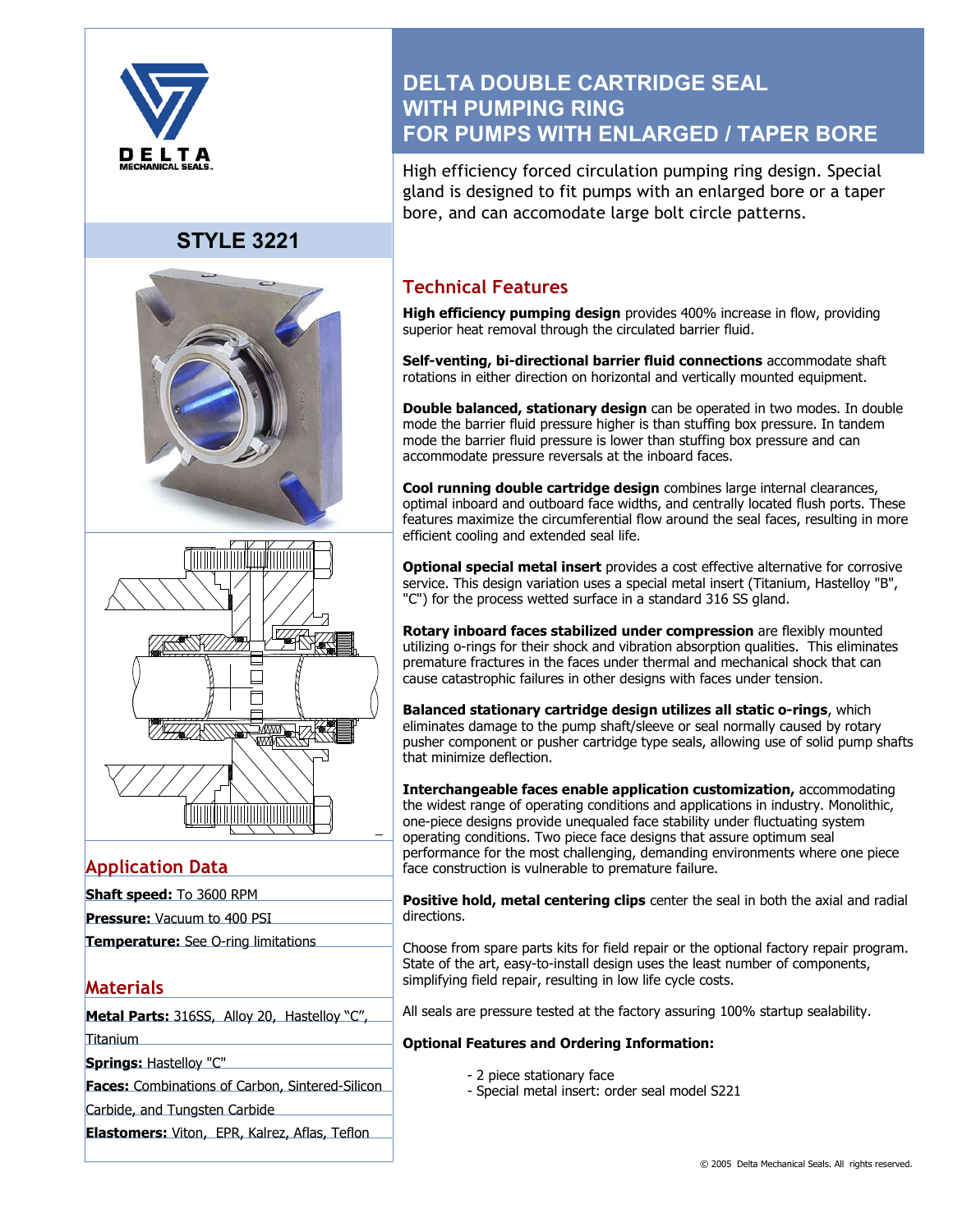DELTA
MECHANICAL SEALS

## STYLE 3221

# DELTA DOUBLE CARTRIDGE SEAL WITH PUMPING RING FOR PUMPS WITH ENLARGED / TAPER BORE

High efficiency forced circulation pumping ring design. Special gland is designed to fit pumps with an enlarged bore or a taper bore, and can accomodate large bolt circle patterns.

## Technical Features

**High efficiency pumping design** provides 400% increase in flow, providing superior heat removal through the circulated barrier fluid.

**Self-venting, bi-directional barrier fluid connections** accommodate shaft rotations in either direction on horizontal and vertically mounted equipment.

**Double balanced, stationary design** can be operated in two modes. In double mode the barrier fluid pressure higher is than stuffing box pressure. In tandem mode the barrier fluid pressure is lower than stuffing box pressure and can accommodate pressure reversals at the inboard faces.

**Cool running double cartridge design** combines large internal clearances, optimal inboard and outboard face widths, and centrally located flush ports. These features maximize the circumferential flow around the seal faces, resulting in more efficient cooling and extended seal life.

**Optional special metal insert** provides a cost effective alternative for corrosive service. This design variation uses a special metal insert (Titanium, Hastelloy "B", "C") for the process wetted surface in a standard 316 SS gland.

**Rotary inboard faces stabilized under compression** are flexibly mounted utilizing o-rings for their shock and vibration absorption qualities. This eliminates premature fractures in the faces under thermal and mechanical shock that can cause catastrophic failures in other designs with faces under tension.

**Balanced stationary cartridge design utilizes all static o-rings**, which eliminates damage to the pump shaft/sleeve or seal normally caused by rotary pusher component or pusher cartridge type seals, allowing use of solid pump shafts that minimize deflection.

**Interchangeable faces enable application customization,** accommodating the widest range of operating conditions and applications in industry. Monolithic, one-piece designs provide unequaled face stability under fluctuating system operating conditions. Two piece face designs that assure optimum seal performance for the most challenging, demanding environments where one piece face construction is vulnerable to premature failure.

**Positive hold, metal centering clips** center the seal in both the axial and radial directions.

Choose from spare parts kits for field repair or the optional factory repair program. State of the art, easy-to-install design uses the least number of components, simplifying field repair, resulting in low life cycle costs.

All seals are pressure tested at the factory assuring 100% startup sealability.

**Optional Features and Ordering Information:**

- 2 piece stationary face
- Special metal insert: order seal model S221

## Application Data

**Shaft speed:** To 3600 RPM

**Pressure:** Vacuum to 400 PSI

**Temperature:** See O-ring limitations

## Materials

**Metal Parts:** 316SS, Alloy 20, Hastelloy "C", Titanium

**Springs:** Hastelloy "C"

**Faces:** Combinations of Carbon, Sintered-Silicon Carbide, and Tungsten Carbide

**Elastomers:** Viton, EPR, Kalrez, Aflas, Teflon

© 2005 Delta Mechanical Seals. All rights reserved.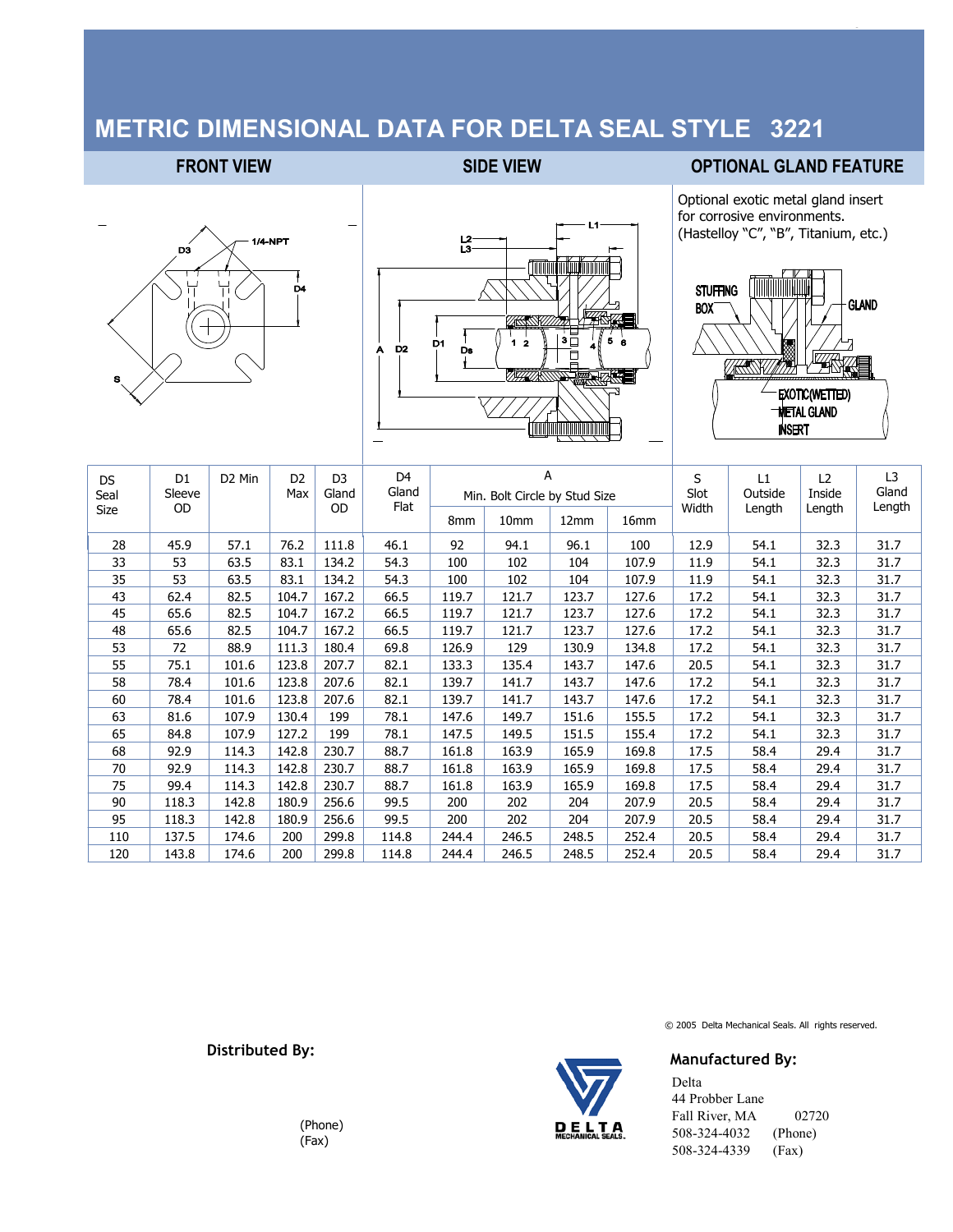# METRIC DIMENSIONAL DATA FOR DELTA SEAL STYLE 3221

**FRONT VIEW** | **SIDE VIEW** | **OPTIONAL GLAND FEATURE**

Optional exotic metal gland insert for corrosive environments. (Hastelloy "C", "B", Titanium, etc.)

| DS Seal Size | D1 Sleeve OD | D2 Min | D2 Max | D3 Gland OD | D4 Gland Flat | A Min. Bolt Circle by Stud Size | | | | S Slot Width | L1 Outside Length | L2 Inside Length | L3 Gland Length |
|---|---|---|---|---|---|---|---|---|---|---|---|---|---|
| | | | | | | 8mm | 10mm | 12mm | 16mm | | | | |
| 28 | 45.9 | 57.1 | 76.2 | 111.8 | 46.1 | 92 | 94.1 | 96.1 | 100 | 12.9 | 54.1 | 32.3 | 31.7 |
| 33 | 53 | 63.5 | 83.1 | 134.2 | 54.3 | 100 | 102 | 104 | 107.9 | 11.9 | 54.1 | 32.3 | 31.7 |
| 35 | 53 | 63.5 | 83.1 | 134.2 | 54.3 | 100 | 102 | 104 | 107.9 | 11.9 | 54.1 | 32.3 | 31.7 |
| 43 | 62.4 | 82.5 | 104.7 | 167.2 | 66.5 | 119.7 | 121.7 | 123.7 | 127.6 | 17.2 | 54.1 | 32.3 | 31.7 |
| 45 | 65.6 | 82.5 | 104.7 | 167.2 | 66.5 | 119.7 | 121.7 | 123.7 | 127.6 | 17.2 | 54.1 | 32.3 | 31.7 |
| 48 | 65.6 | 82.5 | 104.7 | 167.2 | 66.5 | 119.7 | 121.7 | 123.7 | 127.6 | 17.2 | 54.1 | 32.3 | 31.7 |
| 53 | 72 | 88.9 | 111.3 | 180.4 | 69.8 | 126.9 | 129 | 130.9 | 134.8 | 17.2 | 54.1 | 32.3 | 31.7 |
| 55 | 75.1 | 101.6 | 123.8 | 207.7 | 82.1 | 133.3 | 135.4 | 143.7 | 147.6 | 20.5 | 54.1 | 32.3 | 31.7 |
| 58 | 78.4 | 101.6 | 123.8 | 207.6 | 82.1 | 139.7 | 141.7 | 143.7 | 147.6 | 17.2 | 54.1 | 32.3 | 31.7 |
| 60 | 78.4 | 101.6 | 123.8 | 207.6 | 82.1 | 139.7 | 141.7 | 143.7 | 147.6 | 17.2 | 54.1 | 32.3 | 31.7 |
| 63 | 81.6 | 107.9 | 130.4 | 199 | 78.1 | 147.6 | 149.7 | 151.6 | 155.5 | 17.2 | 54.1 | 32.3 | 31.7 |
| 65 | 84.8 | 107.9 | 127.2 | 199 | 78.1 | 147.5 | 149.5 | 151.5 | 155.4 | 17.2 | 54.1 | 32.3 | 31.7 |
| 68 | 92.9 | 114.3 | 142.8 | 230.7 | 88.7 | 161.8 | 163.9 | 165.9 | 169.8 | 17.5 | 58.4 | 29.4 | 31.7 |
| 70 | 92.9 | 114.3 | 142.8 | 230.7 | 88.7 | 161.8 | 163.9 | 165.9 | 169.8 | 17.5 | 58.4 | 29.4 | 31.7 |
| 75 | 99.4 | 114.3 | 142.8 | 230.7 | 88.7 | 161.8 | 163.9 | 165.9 | 169.8 | 17.5 | 58.4 | 29.4 | 31.7 |
| 90 | 118.3 | 142.8 | 180.9 | 256.6 | 99.5 | 200 | 202 | 204 | 207.9 | 20.5 | 58.4 | 29.4 | 31.7 |
| 95 | 118.3 | 142.8 | 180.9 | 256.6 | 99.5 | 200 | 202 | 204 | 207.9 | 20.5 | 58.4 | 29.4 | 31.7 |
| 110 | 137.5 | 174.6 | 200 | 299.8 | 114.8 | 244.4 | 246.5 | 248.5 | 252.4 | 20.5 | 58.4 | 29.4 | 31.7 |
| 120 | 143.8 | 174.6 | 200 | 299.8 | 114.8 | 244.4 | 246.5 | 248.5 | 252.4 | 20.5 | 58.4 | 29.4 | 31.7 |

© 2005 Delta Mechanical Seals. All rights reserved.

**Distributed By:**

(Phone)
(Fax)

DELTA MECHANICAL SEALS.

**Manufactured By:**

Delta
44 Probber Lane
Fall River, MA 02720
508-324-4032 (Phone)
508-324-4339 (Fax)